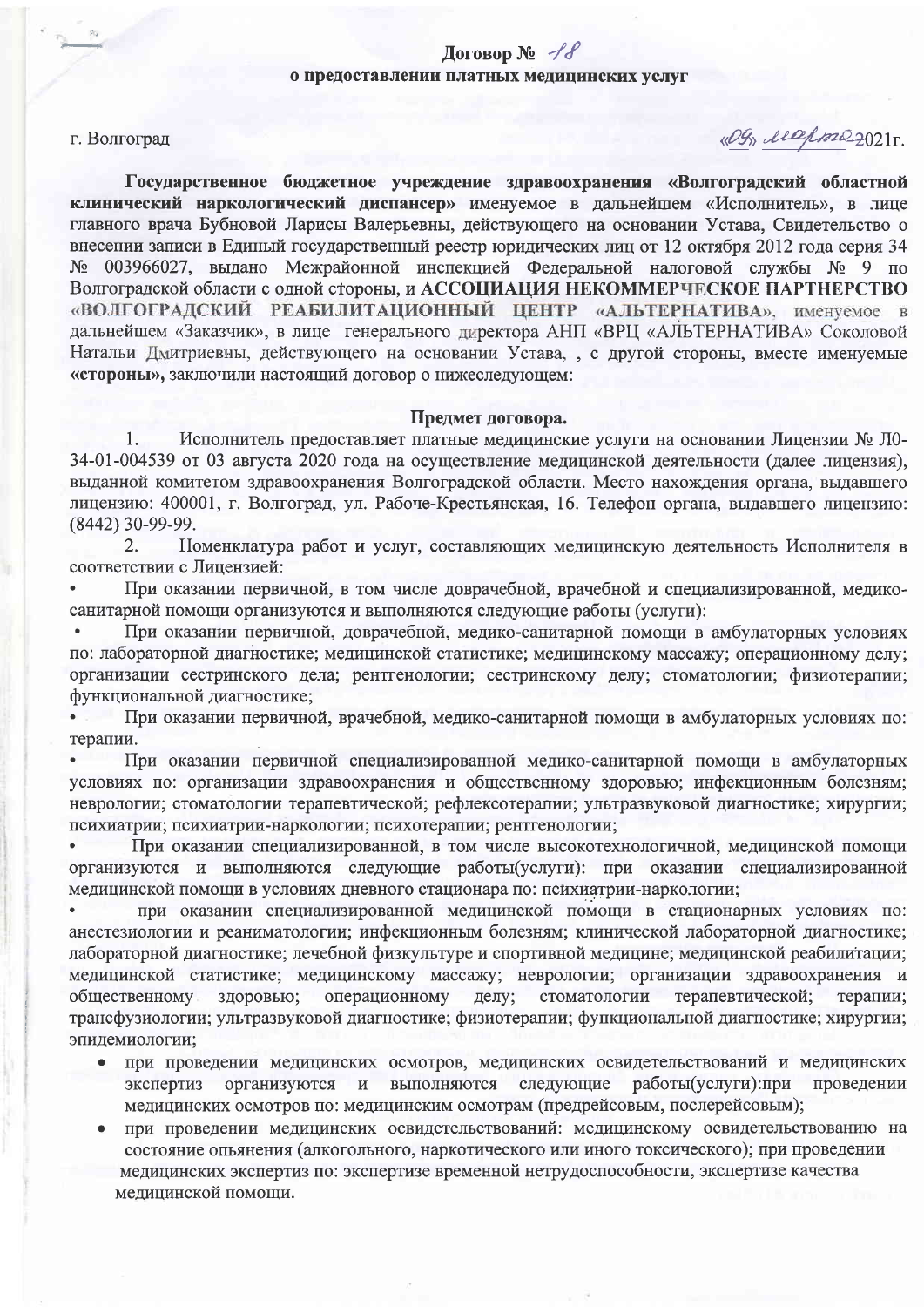# Договор № 18
## о предоставлении платных медицинских услуг

г. Волгоград «09» марта 2021г.

**Государственное бюджетное учреждение здравоохранения «Волгоградский областной клинический наркологический диспансер»** именуемое в дальнейшем «Исполнитель», в лице главного врача Бубновой Ларисы Валерьевны, действующего на основании Устава, Свидетельство о внесении записи в Единый государственный реестр юридических лиц от 12 октября 2012 года серия 34 № 003966027, выдано Межрайонной инспекцией Федеральной налоговой службы № 9 по Волгоградской области с одной стороны, и **АССОЦИАЦИЯ НЕКОММЕРЧЕСКОЕ ПАРТНЕРСТВО «ВОЛГОГРАДСКИЙ РЕАБИЛИТАЦИОННЫЙ ЦЕНТР «АЛЬТЕРНАТИВА»**, именуемое в дальнейшем «Заказчик», в лице генерального директора АНП «ВРЦ «АЛЬТЕРНАТИВА» Соколовой Натальи Дмитриевны, действующего на основании Устава, , с другой стороны, вместе именуемые **«стороны»**, заключили настоящий договор о нижеследующем:

### Предмет договора.

1. Исполнитель предоставляет платные медицинские услуги на основании Лицензии № Л0-34-01-004539 от 03 августа 2020 года на осуществление медицинской деятельности (далее лицензия), выданной комитетом здравоохранения Волгоградской области. Место нахождения органа, выдавшего лицензию: 400001, г. Волгоград, ул. Рабоче-Крестьянская, 16. Телефон органа, выдавшего лицензию: (8442) 30-99-99.

2. Номенклатура работ и услуг, составляющих медицинскую деятельность Исполнителя в соответствии с Лицензией:

- При оказании первичной, в том числе доврачебной, врачебной и специализированной, медико-санитарной помощи организуются и выполняются следующие работы (услуги):
- При оказании первичной, доврачебной, медико-санитарной помощи в амбулаторных условиях по: лабораторной диагностике; медицинской статистике; медицинскому массажу; операционному делу; организации сестринского дела; рентгенологии; сестринскому делу; стоматологии; физиотерапии; функциональной диагностике;
- При оказании первичной, врачебной, медико-санитарной помощи в амбулаторных условиях по: терапии.
- При оказании первичной специализированной медико-санитарной помощи в амбулаторных условиях по: организации здравоохранения и общественному здоровью; инфекционным болезням; неврологии; стоматологии терапевтической; рефлексотерапии; ультразвуковой диагностике; хирургии; психиатрии; психиатрии-наркологии; психотерапии; рентгенологии;
- При оказании специализированной, в том числе высокотехнологичной, медицинской помощи организуются и выполняются следующие работы(услуги): при оказании специализированной медицинской помощи в условиях дневного стационара по: психиатрии-наркологии;
- при оказании специализированной медицинской помощи в стационарных условиях по: анестезиологии и реаниматологии; инфекционным болезням; клинической лабораторной диагностике; лабораторной диагностике; лечебной физкультуре и спортивной медицине; медицинской реабилитации; медицинской статистике; медицинскому массажу; неврологии; организации здравоохранения и общественному здоровью; операционному делу; стоматологии терапевтической; терапии; трансфузиологии; ультразвуковой диагностике; физиотерапии; функциональной диагностике; хирургии; эпидемиологии;
- при проведении медицинских осмотров, медицинских освидетельствований и медицинских экспертиз организуются и выполняются следующие работы(услуги):при проведении медицинских осмотров по: медицинским осмотрам (предрейсовым, послерейсовым);
- при проведении медицинских освидетельствований: медицинскому освидетельствованию на состояние опьянения (алкогольного, наркотического или иного токсического); при проведении медицинских экспертиз по: экспертизе временной нетрудоспособности, экспертизе качества медицинской помощи.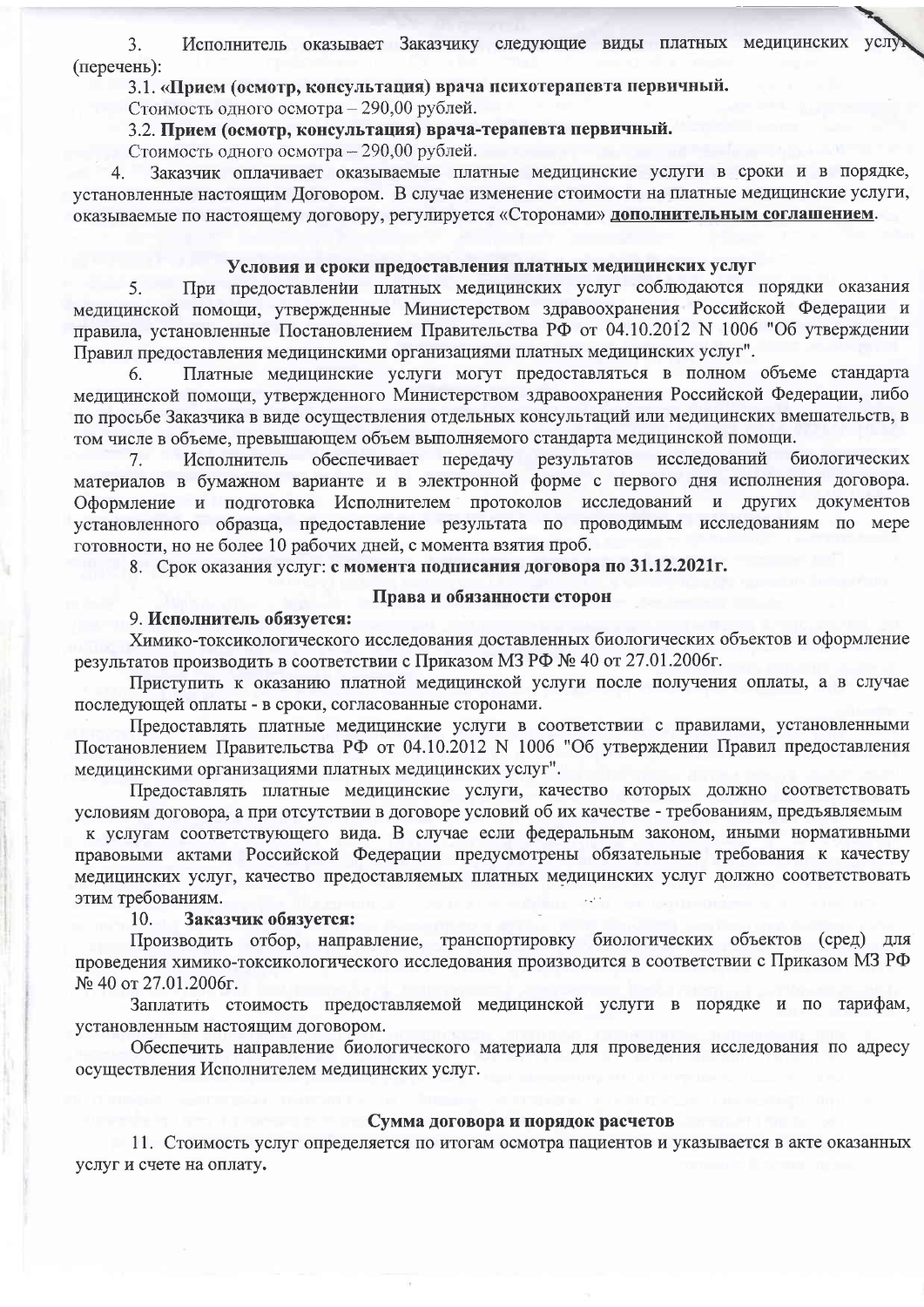3. Исполнитель оказывает Заказчику следующие виды платных медицинских услуг (перечень):

3.1. **«Прием (осмотр, консультация) врача психотерапевта первичный.**

Стоимость одного осмотра – 290,00 рублей.

3.2. **Прием (осмотр, консультация) врача-терапевта первичный.**

Стоимость одного осмотра – 290,00 рублей.

4. Заказчик оплачивает оказываемые платные медицинские услуги в сроки и в порядке, установленные настоящим Договором. В случае изменение стоимости на платные медицинские услуги, оказываемые по настоящему договору, регулируется «Сторонами» **дополнительным соглашением**.

### Условия и сроки предоставления платных медицинских услуг

5. При предоставлении платных медицинских услуг соблюдаются порядки оказания медицинской помощи, утвержденные Министерством здравоохранения Российской Федерации и правила, установленные Постановлением Правительства РФ от 04.10.2012 N 1006 "Об утверждении Правил предоставления медицинскими организациями платных медицинских услуг".

6. Платные медицинские услуги могут предоставляться в полном объеме стандарта медицинской помощи, утвержденного Министерством здравоохранения Российской Федерации, либо по просьбе Заказчика в виде осуществления отдельных консультаций или медицинских вмешательств, в том числе в объеме, превышающем объем выполняемого стандарта медицинской помощи.

7. Исполнитель обеспечивает передачу результатов исследований биологических материалов в бумажном варианте и в электронной форме с первого дня исполнения договора. Оформление и подготовка Исполнителем протоколов исследований и других документов установленного образца, предоставление результата по проводимым исследованиям по мере готовности, но не более 10 рабочих дней, с момента взятия проб.

8. Срок оказания услуг: **с момента подписания договора по 31.12.2021г.**

### Права и обязанности сторон

9. **Исполнитель обязуется:**

Химико-токсикологического исследования доставленных биологических объектов и оформление результатов производить в соответствии с Приказом МЗ РФ № 40 от 27.01.2006г.

Приступить к оказанию платной медицинской услуги после получения оплаты, а в случае последующей оплаты - в сроки, согласованные сторонами.

Предоставлять платные медицинские услуги в соответствии с правилами, установленными Постановлением Правительства РФ от 04.10.2012 N 1006 "Об утверждении Правил предоставления медицинскими организациями платных медицинских услуг".

Предоставлять платные медицинские услуги, качество которых должно соответствовать условиям договора, а при отсутствии в договоре условий об их качестве - требованиям, предъявляемым к услугам соответствующего вида. В случае если федеральным законом, иными нормативными правовыми актами Российской Федерации предусмотрены обязательные требования к качеству медицинских услуг, качество предоставляемых платных медицинских услуг должно соответствовать этим требованиям.

10. **Заказчик обязуется:**

Производить отбор, направление, транспортировку биологических объектов (сред) для проведения химико-токсикологического исследования производится в соответствии с Приказом МЗ РФ № 40 от 27.01.2006г.

Заплатить стоимость предоставляемой медицинской услуги в порядке и по тарифам, установленным настоящим договором.

Обеспечить направление биологического материала для проведения исследования по адресу осуществления Исполнителем медицинских услуг.

### Сумма договора и порядок расчетов

11. Стоимость услуг определяется по итогам осмотра пациентов и указывается в акте оказанных услуг и счете на оплату.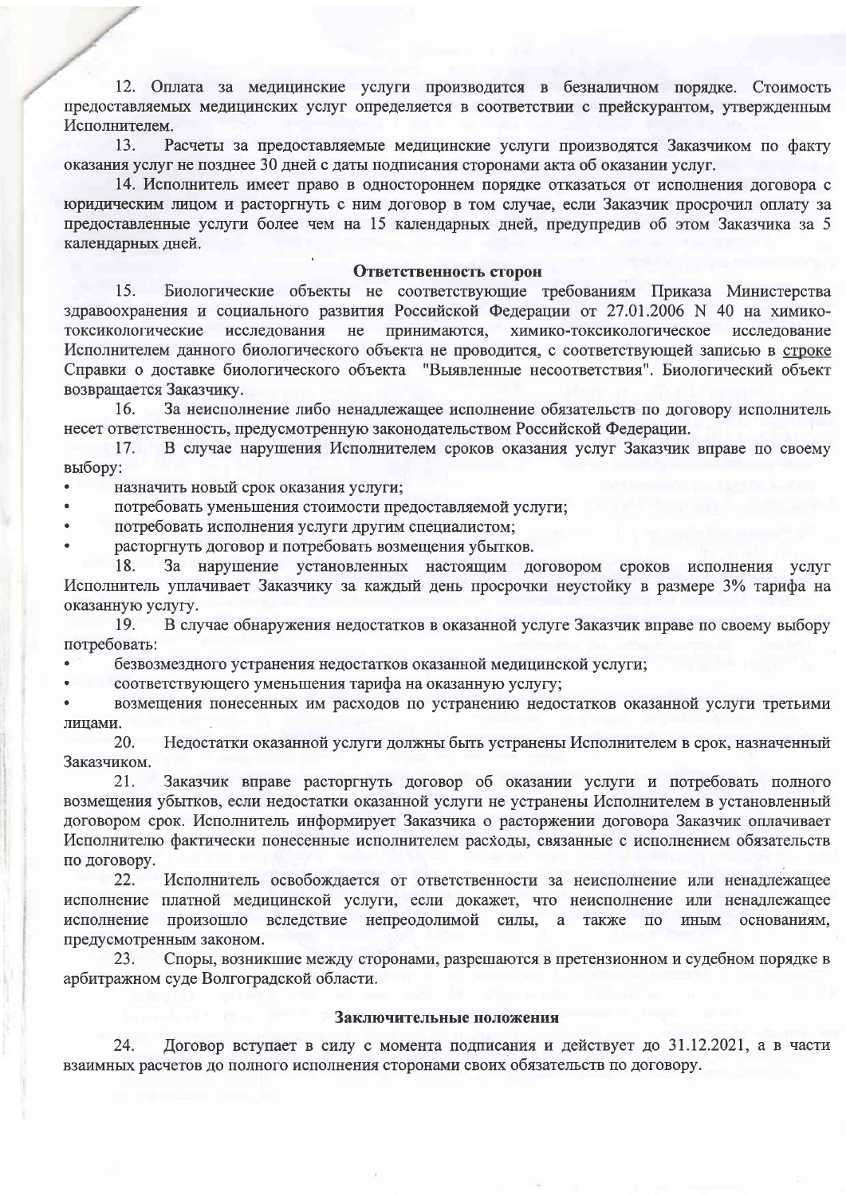12. Оплата за медицинские услуги производится в безналичном порядке. Стоимость предоставляемых медицинских услуг определяется в соответствии с прейскурантом, утвержденным Исполнителем.

13. Расчеты за предоставляемые медицинские услуги производятся Заказчиком по факту оказания услуг не позднее 30 дней с даты подписания сторонами акта об оказании услуг.

14. Исполнитель имеет право в одностороннем порядке отказаться от исполнения договора с юридическим лицом и расторгнуть с ним договор в том случае, если Заказчик просрочил оплату за предоставленные услуги более чем на 15 календарных дней, предупредив об этом Заказчика за 5 календарных дней.

**Ответственность сторон**

15. Биологические объекты не соответствующие требованиям Приказа Министерства здравоохранения и социального развития Российской Федерации от 27.01.2006 N 40 на химико-токсикологические исследования не принимаются, химико-токсикологическое исследование Исполнителем данного биологического объекта не проводится, с соответствующей записью в строке Справки о доставке биологического объекта "Выявленные несоответствия". Биологический объект возвращается Заказчику.

16. За неисполнение либо ненадлежащее исполнение обязательств по договору исполнитель несет ответственность, предусмотренную законодательством Российской Федерации.

17. В случае нарушения Исполнителем сроков оказания услуг Заказчик вправе по своему выбору:

- назначить новый срок оказания услуги;
- потребовать уменьшения стоимости предоставляемой услуги;
- потребовать исполнения услуги другим специалистом;
- расторгнуть договор и потребовать возмещения убытков.

18. За нарушение установленных настоящим договором сроков исполнения услуг Исполнитель уплачивает Заказчику за каждый день просрочки неустойку в размере 3% тарифа на оказанную услугу.

19. В случае обнаружения недостатков в оказанной услуге Заказчик вправе по своему выбору потребовать:

- безвозмездного устранения недостатков оказанной медицинской услуги;
- соответствующего уменьшения тарифа на оказанную услугу;
- возмещения понесенных им расходов по устранению недостатков оказанной услуги третьими лицами.

20. Недостатки оказанной услуги должны быть устранены Исполнителем в срок, назначенный Заказчиком.

21. Заказчик вправе расторгнуть договор об оказании услуги и потребовать полного возмещения убытков, если недостатки оказанной услуги не устранены Исполнителем в установленный договором срок. Исполнитель информирует Заказчика о расторжении договора Заказчик оплачивает Исполнителю фактически понесенные исполнителем расходы, связанные с исполнением обязательств по договору.

22. Исполнитель освобождается от ответственности за неисполнение или ненадлежащее исполнение платной медицинской услуги, если докажет, что неисполнение или ненадлежащее исполнение произошло вследствие непреодолимой силы, а также по иным основаниям, предусмотренным законом.

23. Споры, возникшие между сторонами, разрешаются в претензионном и судебном порядке в арбитражном суде Волгоградской области.

**Заключительные положения**

24. Договор вступает в силу с момента подписания и действует до 31.12.2021, а в части взаимных расчетов до полного исполнения сторонами своих обязательств по договору.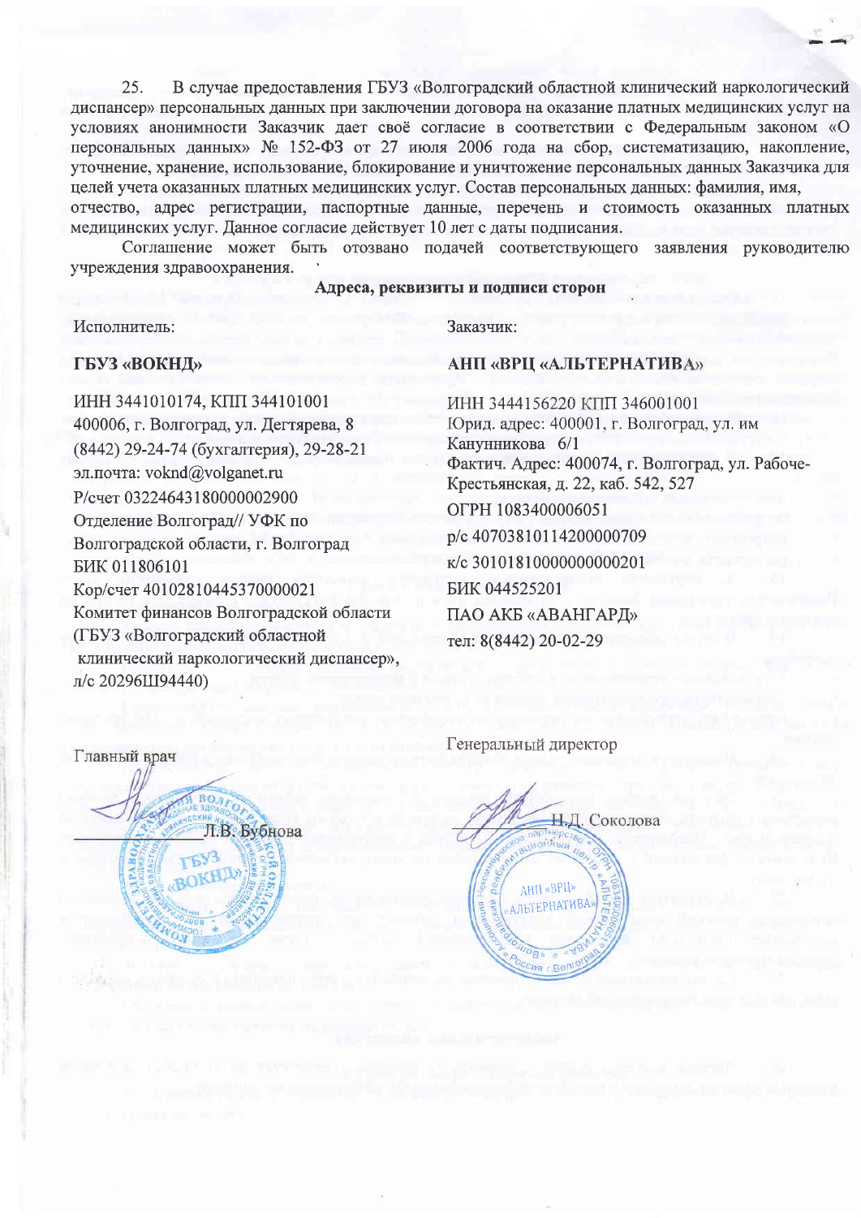25. В случае предоставления ГБУЗ «Волгоградский областной клинический наркологический диспансер» персональных данных при заключении договора на оказание платных медицинских услуг на условиях анонимности Заказчик дает своё согласие в соответствии с Федеральным законом «О персональных данных» № 152-ФЗ от 27 июля 2006 года на сбор, систематизацию, накопление, уточнение, хранение, использование, блокирование и уничтожение персональных данных Заказчика для целей учета оказанных платных медицинских услуг. Состав персональных данных: фамилия, имя, отчество, адрес регистрации, паспортные данные, перечень и стоимость оказанных платных медицинских услуг. Данное согласие действует 10 лет с даты подписания.

Соглашение может быть отозвано подачей соответствующего заявления руководителю учреждения здравоохранения.

**Адреса, реквизиты и подписи сторон**

Исполнитель:

**ГБУЗ «ВОКНД»**

ИНН 3441010174, КПП 344101001
400006, г. Волгоград, ул. Дегтярева, 8
(8442) 29-24-74 (бухгалтерия), 29-28-21
эл.почта: voknd@volganet.ru
Р/счет 03224643180000002900
Отделение Волгоград// УФК по Волгоградской области, г. Волгоград
БИК 011806101
Кор/счет 40102810445370000021
Комитет финансов Волгоградской области (ГБУЗ «Волгоградский областной клинический наркологический диспансер», л/с 20296Ш94440)

Главный врач

_______________Л.В. Бубнова

Заказчик:

**АНП «ВРЦ «АЛЬТЕРНАТИВА»**

ИНН 3444156220 КПП 346001001
Юрид. адрес: 400001, г. Волгоград, ул. им Канунникова 6/1
Фактич. Адрес: 400074, г. Волгоград, ул. Рабоче-Крестьянская, д. 22, каб. 542, 527
ОГРН 1083400006051
р/с 40703810114200000709
к/с 30101810000000000201
БИК 044525201
ПАО АКБ «АВАНГАРД»
тел: 8(8442) 20-02-29

Генеральный директор

_______________Н.Д. Соколова